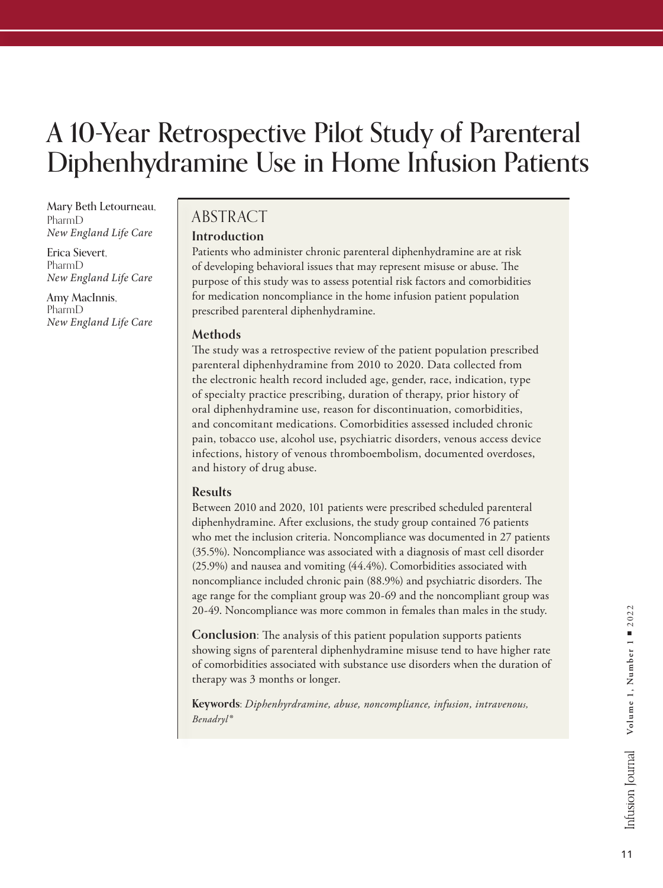# A 10-Year Retrospective Pilot Study of Parenteral Diphenhydramine Use in Home Infusion Patients

Mary Beth Letourneau, PharmD
*New England Life Care*

Erica Sievert, PharmD
*New England Life Care*

Amy MacInnis, PharmD
*New England Life Care*

## ABSTRACT

### Introduction

Patients who administer chronic parenteral diphenhydramine are at risk of developing behavioral issues that may represent misuse or abuse. The purpose of this study was to assess potential risk factors and comorbidities for medication noncompliance in the home infusion patient population prescribed parenteral diphenhydramine.

### Methods

The study was a retrospective review of the patient population prescribed parenteral diphenhydramine from 2010 to 2020. Data collected from the electronic health record included age, gender, race, indication, type of specialty practice prescribing, duration of therapy, prior history of oral diphenhydramine use, reason for discontinuation, comorbidities, and concomitant medications. Comorbidities assessed included chronic pain, tobacco use, alcohol use, psychiatric disorders, venous access device infections, history of venous thromboembolism, documented overdoses, and history of drug abuse.

### Results

Between 2010 and 2020, 101 patients were prescribed scheduled parenteral diphenhydramine. After exclusions, the study group contained 76 patients who met the inclusion criteria. Noncompliance was documented in 27 patients (35.5%). Noncompliance was associated with a diagnosis of mast cell disorder (25.9%) and nausea and vomiting (44.4%). Comorbidities associated with noncompliance included chronic pain (88.9%) and psychiatric disorders. The age range for the compliant group was 20-69 and the noncompliant group was 20-49. Noncompliance was more common in females than males in the study.

**Conclusion**: The analysis of this patient population supports patients showing signs of parenteral diphenhydramine misuse tend to have higher rate of comorbidities associated with substance use disorders when the duration of therapy was 3 months or longer.

**Keywords**: *Diphenhyrdramine, abuse, noncompliance, infusion, intravenous, Benadryl®*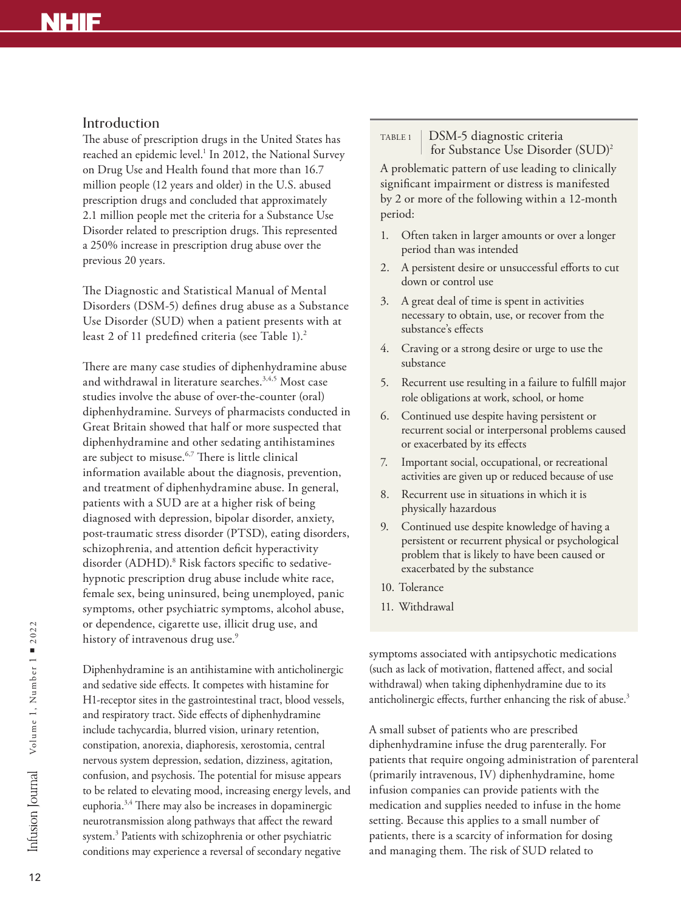## Introduction

The abuse of prescription drugs in the United States has reached an epidemic level.[1] In 2012, the National Survey on Drug Use and Health found that more than 16.7 million people (12 years and older) in the U.S. abused prescription drugs and concluded that approximately 2.1 million people met the criteria for a Substance Use Disorder related to prescription drugs. This represented a 250% increase in prescription drug abuse over the previous 20 years.

The Diagnostic and Statistical Manual of Mental Disorders (DSM-5) defines drug abuse as a Substance Use Disorder (SUD) when a patient presents with at least 2 of 11 predefined criteria (see Table 1).[2]

There are many case studies of diphenhydramine abuse and withdrawal in literature searches.[3,4,5] Most case studies involve the abuse of over-the-counter (oral) diphenhydramine. Surveys of pharmacists conducted in Great Britain showed that half or more suspected that diphenhydramine and other sedating antihistamines are subject to misuse.[6,7] There is little clinical information available about the diagnosis, prevention, and treatment of diphenhydramine abuse. In general, patients with a SUD are at a higher risk of being diagnosed with depression, bipolar disorder, anxiety, post-traumatic stress disorder (PTSD), eating disorders, schizophrenia, and attention deficit hyperactivity disorder (ADHD).[8] Risk factors specific to sedative-hypnotic prescription drug abuse include white race, female sex, being uninsured, being unemployed, panic symptoms, other psychiatric symptoms, alcohol abuse, or dependence, cigarette use, illicit drug use, and history of intravenous drug use.[9]

Diphenhydramine is an antihistamine with anticholinergic and sedative side effects. It competes with histamine for H1-receptor sites in the gastrointestinal tract, blood vessels, and respiratory tract. Side effects of diphenhydramine include tachycardia, blurred vision, urinary retention, constipation, anorexia, diaphoresis, xerostomia, central nervous system depression, sedation, dizziness, agitation, confusion, and psychosis. The potential for misuse appears to be related to elevating mood, increasing energy levels, and euphoria.[3,4] There may also be increases in dopaminergic neurotransmission along pathways that affect the reward system.[3] Patients with schizophrenia or other psychiatric conditions may experience a reversal of secondary negative symptoms associated with antipsychotic medications (such as lack of motivation, flattened affect, and social withdrawal) when taking diphenhydramine due to its anticholinergic effects, further enhancing the risk of abuse.[3]

A small subset of patients who are prescribed diphenhydramine infuse the drug parenterally. For patients that require ongoing administration of parenteral (primarily intravenous, IV) diphenhydramine, home infusion companies can provide patients with the medication and supplies needed to infuse in the home setting. Because this applies to a small number of patients, there is a scarcity of information for dosing and managing them. The risk of SUD related to

**TABLE 1 | DSM-5 diagnostic criteria for Substance Use Disorder (SUD)[2]**

A problematic pattern of use leading to clinically significant impairment or distress is manifested by 2 or more of the following within a 12-month period:

1. Often taken in larger amounts or over a longer period than was intended
2. A persistent desire or unsuccessful efforts to cut down or control use
3. A great deal of time is spent in activities necessary to obtain, use, or recover from the substance's effects
4. Craving or a strong desire or urge to use the substance
5. Recurrent use resulting in a failure to fulfill major role obligations at work, school, or home
6. Continued use despite having persistent or recurrent social or interpersonal problems caused or exacerbated by its effects
7. Important social, occupational, or recreational activities are given up or reduced because of use
8. Recurrent use in situations in which it is physically hazardous
9. Continued use despite knowledge of having a persistent or recurrent physical or psychological problem that is likely to have been caused or exacerbated by the substance
10. Tolerance
11. Withdrawal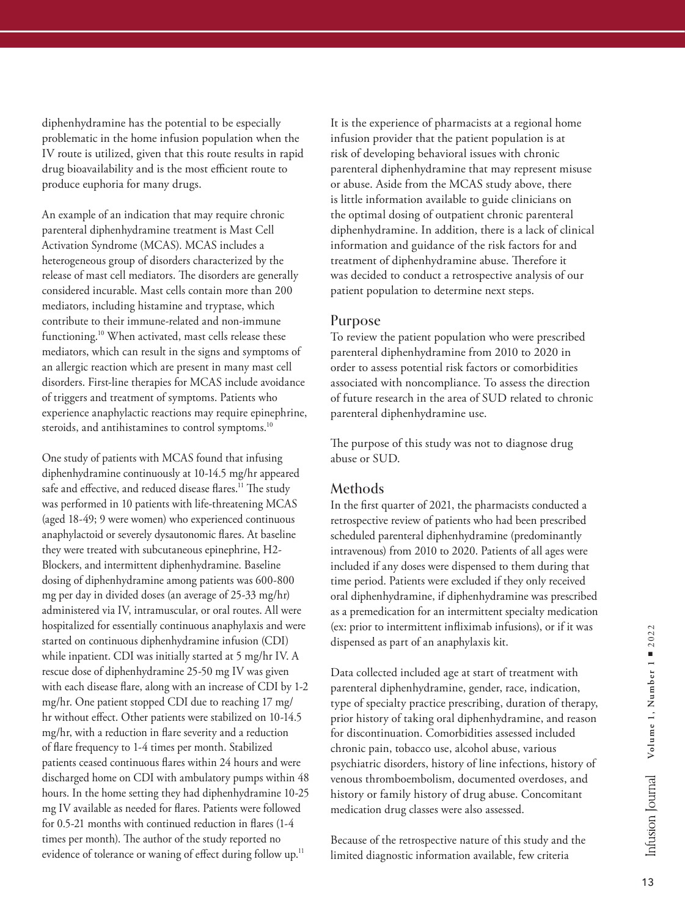diphenhydramine has the potential to be especially problematic in the home infusion population when the IV route is utilized, given that this route results in rapid drug bioavailability and is the most efficient route to produce euphoria for many drugs.

An example of an indication that may require chronic parenteral diphenhydramine treatment is Mast Cell Activation Syndrome (MCAS). MCAS includes a heterogeneous group of disorders characterized by the release of mast cell mediators. The disorders are generally considered incurable. Mast cells contain more than 200 mediators, including histamine and tryptase, which contribute to their immune-related and non-immune functioning.[10] When activated, mast cells release these mediators, which can result in the signs and symptoms of an allergic reaction which are present in many mast cell disorders. First-line therapies for MCAS include avoidance of triggers and treatment of symptoms. Patients who experience anaphylactic reactions may require epinephrine, steroids, and antihistamines to control symptoms.[10]

One study of patients with MCAS found that infusing diphenhydramine continuously at 10-14.5 mg/hr appeared safe and effective, and reduced disease flares.[11] The study was performed in 10 patients with life-threatening MCAS (aged 18-49; 9 were women) who experienced continuous anaphylactoid or severely dysautonomic flares. At baseline they were treated with subcutaneous epinephrine, H2-Blockers, and intermittent diphenhydramine. Baseline dosing of diphenhydramine among patients was 600-800 mg per day in divided doses (an average of 25-33 mg/hr) administered via IV, intramuscular, or oral routes. All were hospitalized for essentially continuous anaphylaxis and were started on continuous diphenhydramine infusion (CDI) while inpatient. CDI was initially started at 5 mg/hr IV. A rescue dose of diphenhydramine 25-50 mg IV was given with each disease flare, along with an increase of CDI by 1-2 mg/hr. One patient stopped CDI due to reaching 17 mg/hr without effect. Other patients were stabilized on 10-14.5 mg/hr, with a reduction in flare severity and a reduction of flare frequency to 1-4 times per month. Stabilized patients ceased continuous flares within 24 hours and were discharged home on CDI with ambulatory pumps within 48 hours. In the home setting they had diphenhydramine 10-25 mg IV available as needed for flares. Patients were followed for 0.5-21 months with continued reduction in flares (1-4 times per month). The author of the study reported no evidence of tolerance or waning of effect during follow up.[11]

It is the experience of pharmacists at a regional home infusion provider that the patient population is at risk of developing behavioral issues with chronic parenteral diphenhydramine that may represent misuse or abuse. Aside from the MCAS study above, there is little information available to guide clinicians on the optimal dosing of outpatient chronic parenteral diphenhydramine. In addition, there is a lack of clinical information and guidance of the risk factors for and treatment of diphenhydramine abuse. Therefore it was decided to conduct a retrospective analysis of our patient population to determine next steps.

## Purpose

To review the patient population who were prescribed parenteral diphenhydramine from 2010 to 2020 in order to assess potential risk factors or comorbidities associated with noncompliance. To assess the direction of future research in the area of SUD related to chronic parenteral diphenhydramine use.

The purpose of this study was not to diagnose drug abuse or SUD.

## Methods

In the first quarter of 2021, the pharmacists conducted a retrospective review of patients who had been prescribed scheduled parenteral diphenhydramine (predominantly intravenous) from 2010 to 2020. Patients of all ages were included if any doses were dispensed to them during that time period. Patients were excluded if they only received oral diphenhydramine, if diphenhydramine was prescribed as a premedication for an intermittent specialty medication (ex: prior to intermittent infliximab infusions), or if it was dispensed as part of an anaphylaxis kit.

Data collected included age at start of treatment with parenteral diphenhydramine, gender, race, indication, type of specialty practice prescribing, duration of therapy, prior history of taking oral diphenhydramine, and reason for discontinuation. Comorbidities assessed included chronic pain, tobacco use, alcohol abuse, various psychiatric disorders, history of line infections, history of venous thromboembolism, documented overdoses, and history or family history of drug abuse. Concomitant medication drug classes were also assessed.

Because of the retrospective nature of this study and the limited diagnostic information available, few criteria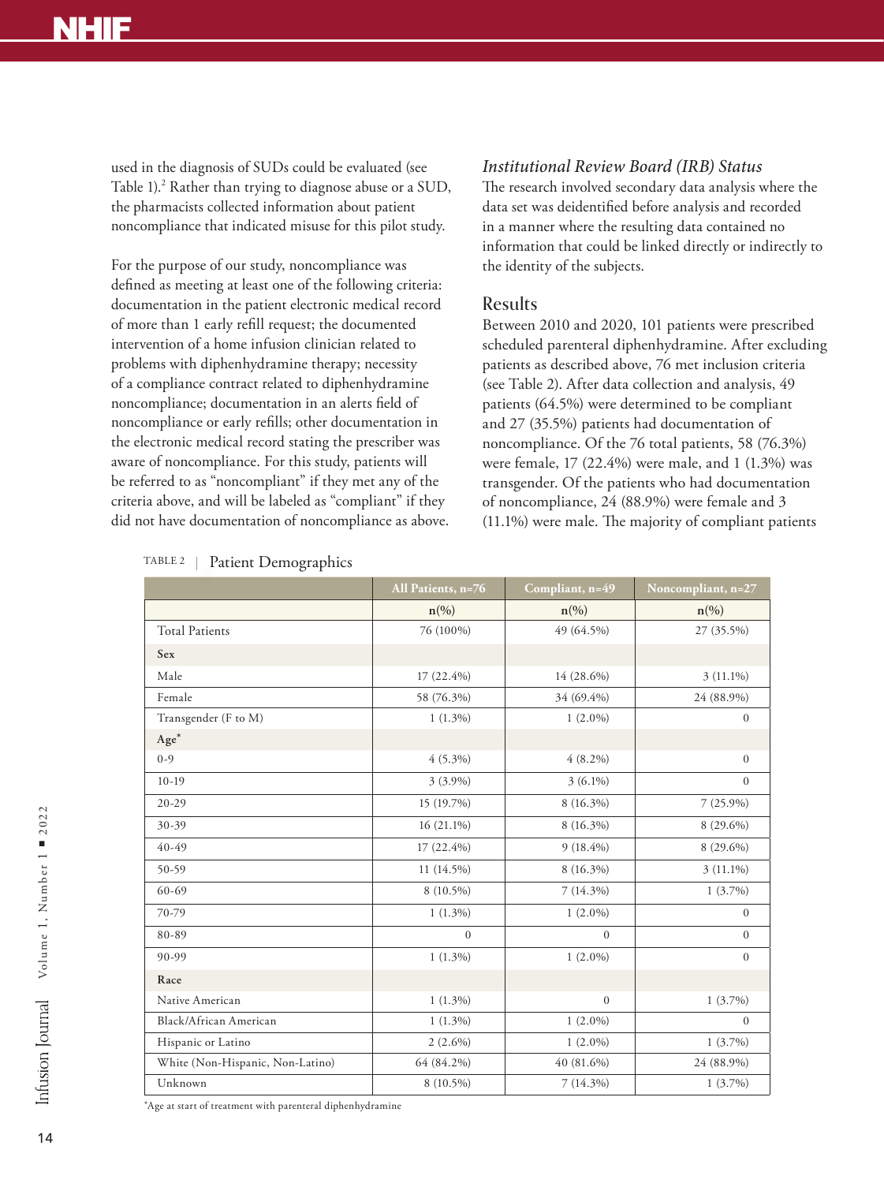used in the diagnosis of SUDs could be evaluated (see Table 1).[2] Rather than trying to diagnose abuse or a SUD, the pharmacists collected information about patient noncompliance that indicated misuse for this pilot study.

For the purpose of our study, noncompliance was defined as meeting at least one of the following criteria: documentation in the patient electronic medical record of more than 1 early refill request; the documented intervention of a home infusion clinician related to problems with diphenhydramine therapy; necessity of a compliance contract related to diphenhydramine noncompliance; documentation in an alerts field of noncompliance or early refills; other documentation in the electronic medical record stating the prescriber was aware of noncompliance. For this study, patients will be referred to as "noncompliant" if they met any of the criteria above, and will be labeled as "compliant" if they did not have documentation of noncompliance as above.

### *Institutional Review Board (IRB) Status*

The research involved secondary data analysis where the data set was deidentified before analysis and recorded in a manner where the resulting data contained no information that could be linked directly or indirectly to the identity of the subjects.

## Results

Between 2010 and 2020, 101 patients were prescribed scheduled parenteral diphenhydramine. After excluding patients as described above, 76 met inclusion criteria (see Table 2). After data collection and analysis, 49 patients (64.5%) were determined to be compliant and 27 (35.5%) patients had documentation of noncompliance. Of the 76 total patients, 58 (76.3%) were female, 17 (22.4%) were male, and 1 (1.3%) was transgender. Of the patients who had documentation of noncompliance, 24 (88.9%) were female and 3 (11.1%) were male. The majority of compliant patients

TABLE 2 | Patient Demographics

| | All Patients, n=76 | Compliant, n=49 | Noncompliant, n=27 |
|---|---|---|---|
| | n(%) | n(%) | n(%) |
| Total Patients | 76 (100%) | 49 (64.5%) | 27 (35.5%) |
| **Sex** | | | |
| Male | 17 (22.4%) | 14 (28.6%) | 3 (11.1%) |
| Female | 58 (76.3%) | 34 (69.4%) | 24 (88.9%) |
| Transgender (F to M) | 1 (1.3%) | 1 (2.0%) | 0 |
| **Age*** | | | |
| 0-9 | 4 (5.3%) | 4 (8.2%) | 0 |
| 10-19 | 3 (3.9%) | 3 (6.1%) | 0 |
| 20-29 | 15 (19.7%) | 8 (16.3%) | 7 (25.9%) |
| 30-39 | 16 (21.1%) | 8 (16.3%) | 8 (29.6%) |
| 40-49 | 17 (22.4%) | 9 (18.4%) | 8 (29.6%) |
| 50-59 | 11 (14.5%) | 8 (16.3%) | 3 (11.1%) |
| 60-69 | 8 (10.5%) | 7 (14.3%) | 1 (3.7%) |
| 70-79 | 1 (1.3%) | 1 (2.0%) | 0 |
| 80-89 | 0 | 0 | 0 |
| 90-99 | 1 (1.3%) | 1 (2.0%) | 0 |
| **Race** | | | |
| Native American | 1 (1.3%) | 0 | 1 (3.7%) |
| Black/African American | 1 (1.3%) | 1 (2.0%) | 0 |
| Hispanic or Latino | 2 (2.6%) | 1 (2.0%) | 1 (3.7%) |
| White (Non-Hispanic, Non-Latino) | 64 (84.2%) | 40 (81.6%) | 24 (88.9%) |
| Unknown | 8 (10.5%) | 7 (14.3%) | 1 (3.7%) |

*Age at start of treatment with parenteral diphenhydramine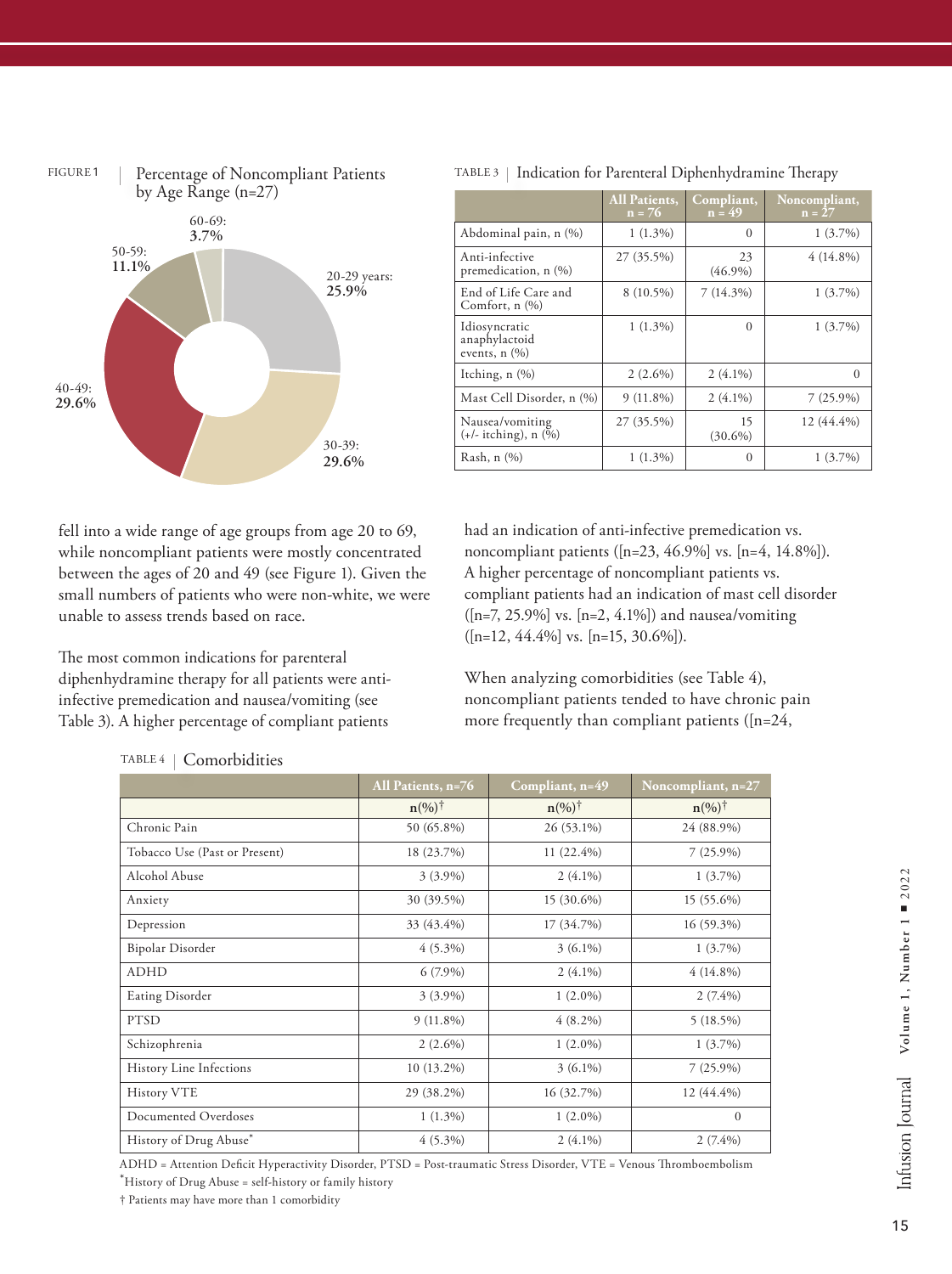FIGURE 1 | Percentage of Noncompliant Patients by Age Range (n=27)

- 20-29 years: **25.9%**
- 30-39: **29.6%**
- 40-49: **29.6%**
- 50-59: **11.1%**
- 60-69: **3.7%**

TABLE 3 | Indication for Parenteral Diphenhydramine Therapy

| | All Patients, n = 76 | Compliant, n = 49 | Noncompliant, n = 27 |
|---|---|---|---|
| Abdominal pain, n (%) | 1 (1.3%) | 0 | 1 (3.7%) |
| Anti-infective premedication, n (%) | 27 (35.5%) | 23 (46.9%) | 4 (14.8%) |
| End of Life Care and Comfort, n (%) | 8 (10.5%) | 7 (14.3%) | 1 (3.7%) |
| Idiosyncratic anaphylactoid events, n (%) | 1 (1.3%) | 0 | 1 (3.7%) |
| Itching, n (%) | 2 (2.6%) | 2 (4.1%) | 0 |
| Mast Cell Disorder, n (%) | 9 (11.8%) | 2 (4.1%) | 7 (25.9%) |
| Nausea/vomiting (+/- itching), n (%) | 27 (35.5%) | 15 (30.6%) | 12 (44.4%) |
| Rash, n (%) | 1 (1.3%) | 0 | 1 (3.7%) |

fell into a wide range of age groups from age 20 to 69, while noncompliant patients were mostly concentrated between the ages of 20 and 49 (see Figure 1). Given the small numbers of patients who were non-white, we were unable to assess trends based on race.

The most common indications for parenteral diphenhydramine therapy for all patients were anti-infective premedication and nausea/vomiting (see Table 3). A higher percentage of compliant patients had an indication of anti-infective premedication vs. noncompliant patients ([n=23, 46.9%] vs. [n=4, 14.8%]). A higher percentage of noncompliant patients vs. compliant patients had an indication of mast cell disorder ([n=7, 25.9%] vs. [n=2, 4.1%]) and nausea/vomiting ([n=12, 44.4%] vs. [n=15, 30.6%]).

When analyzing comorbidities (see Table 4), noncompliant patients tended to have chronic pain more frequently than compliant patients ([n=24,

TABLE 4 | Comorbidities

| | All Patients, n=76 | Compliant, n=49 | Noncompliant, n=27 |
|---|---|---|---|
| | n(%)† | n(%)† | n(%)† |
| Chronic Pain | 50 (65.8%) | 26 (53.1%) | 24 (88.9%) |
| Tobacco Use (Past or Present) | 18 (23.7%) | 11 (22.4%) | 7 (25.9%) |
| Alcohol Abuse | 3 (3.9%) | 2 (4.1%) | 1 (3.7%) |
| Anxiety | 30 (39.5%) | 15 (30.6%) | 15 (55.6%) |
| Depression | 33 (43.4%) | 17 (34.7%) | 16 (59.3%) |
| Bipolar Disorder | 4 (5.3%) | 3 (6.1%) | 1 (3.7%) |
| ADHD | 6 (7.9%) | 2 (4.1%) | 4 (14.8%) |
| Eating Disorder | 3 (3.9%) | 1 (2.0%) | 2 (7.4%) |
| PTSD | 9 (11.8%) | 4 (8.2%) | 5 (18.5%) |
| Schizophrenia | 2 (2.6%) | 1 (2.0%) | 1 (3.7%) |
| History Line Infections | 10 (13.2%) | 3 (6.1%) | 7 (25.9%) |
| History VTE | 29 (38.2%) | 16 (32.7%) | 12 (44.4%) |
| Documented Overdoses | 1 (1.3%) | 1 (2.0%) | 0 |
| History of Drug Abuse* | 4 (5.3%) | 2 (4.1%) | 2 (7.4%) |

ADHD = Attention Deficit Hyperactivity Disorder, PTSD = Post-traumatic Stress Disorder, VTE = Venous Thromboembolism

*History of Drug Abuse = self-history or family history

† Patients may have more than 1 comorbidity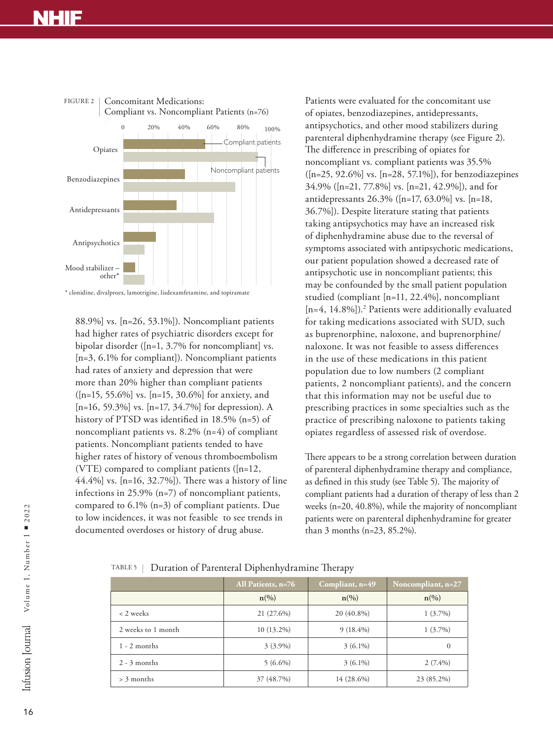FIGURE 2 | Concomitant Medications: Compliant vs. Noncompliant Patients (n=76)

\* clonidine, divalproex, lamotrigine, lisdexamfetamine, and topiramate

88.9%] vs. [n=26, 53.1%]). Noncompliant patients had higher rates of psychiatric disorders except for bipolar disorder ([n=1, 3.7% for noncompliant] vs. [n=3, 6.1% for compliant]). Noncompliant patients had rates of anxiety and depression that were more than 20% higher than compliant patients ([n=15, 55.6%] vs. [n=15, 30.6%] for anxiety, and [n=16, 59.3%] vs. [n=17, 34.7%] for depression). A history of PTSD was identified in 18.5% (n=5) of noncompliant patients vs. 8.2% (n=4) of compliant patients. Noncompliant patients tended to have higher rates of history of venous thromboembolism (VTE) compared to compliant patients ([n=12, 44.4%] vs. [n=16, 32.7%]). There was a history of line infections in 25.9% (n=7) of noncompliant patients, compared to 6.1% (n=3) of compliant patients. Due to low incidences, it was not feasible to see trends in documented overdoses or history of drug abuse.

Patients were evaluated for the concomitant use of opiates, benzodiazepines, antidepressants, antipsychotics, and other mood stabilizers during parenteral diphenhydramine therapy (see Figure 2). The difference in prescribing of opiates for noncompliant vs. compliant patients was 35.5% ([n=25, 92.6%] vs. [n=28, 57.1%]), for benzodiazepines 34.9% ([n=21, 77.8%] vs. [n=21, 42.9%]), and for antidepressants 26.3% ([n=17, 63.0%] vs. [n=18, 36.7%]). Despite literature stating that patients taking antipsychotics may have an increased risk of diphenhydramine abuse due to the reversal of symptoms associated with antipsychotic medications, our patient population showed a decreased rate of antipsychotic use in noncompliant patients; this may be confounded by the small patient population studied (compliant [n=11, 22.4%], noncompliant [n=4, 14.8%]).[2] Patients were additionally evaluated for taking medications associated with SUD, such as buprenorphine, naloxone, and buprenorphine/naloxone. It was not feasible to assess differences in the use of these medications in this patient population due to low numbers (2 compliant patients, 2 noncompliant patients), and the concern that this information may not be useful due to prescribing practices in some specialties such as the practice of prescribing naloxone to patients taking opiates regardless of assessed risk of overdose.

There appears to be a strong correlation between duration of parenteral diphenhydramine therapy and compliance, as defined in this study (see Table 5). The majority of compliant patients had a duration of therapy of less than 2 weeks (n=20, 40.8%), while the majority of noncompliant patients were on parenteral diphenhydramine for greater than 3 months (n=23, 85.2%).

TABLE 5 | Duration of Parenteral Diphenhydramine Therapy

| | All Patients, n=76 | Compliant, n=49 | Noncompliant, n=27 |
|---|---|---|---|
| | n(%) | n(%) | n(%) |
| < 2 weeks | 21 (27.6%) | 20 (40.8%) | 1 (3.7%) |
| 2 weeks to 1 month | 10 (13.2%) | 9 (18.4%) | 1 (3.7%) |
| 1 - 2 months | 3 (3.9%) | 3 (6.1%) | 0 |
| 2 - 3 months | 5 (6.6%) | 3 (6.1%) | 2 (7.4%) |
| > 3 months | 37 (48.7%) | 14 (28.6%) | 23 (85.2%) |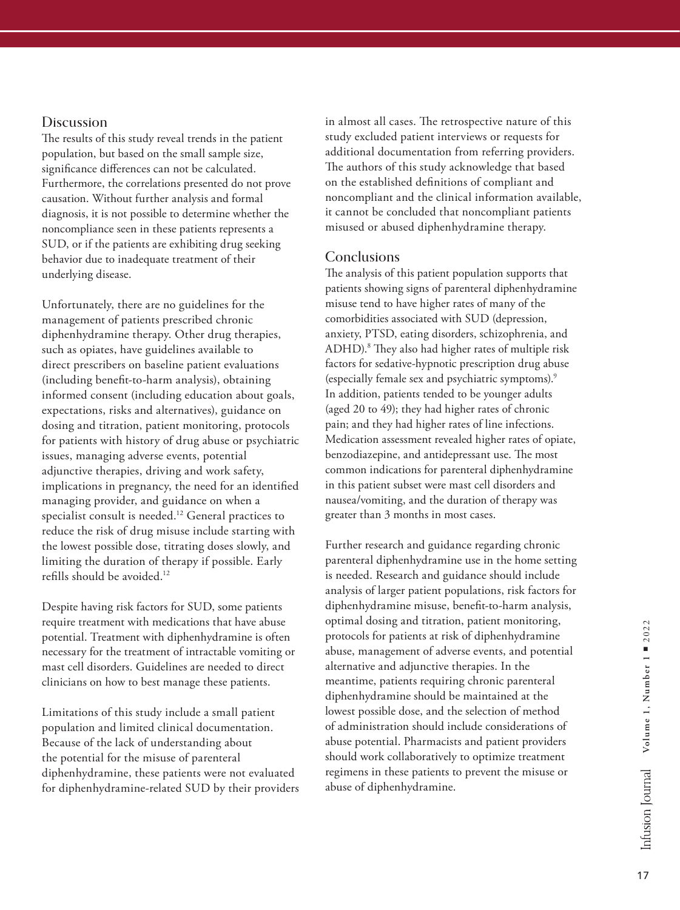## Discussion

The results of this study reveal trends in the patient population, but based on the small sample size, significance differences can not be calculated. Furthermore, the correlations presented do not prove causation. Without further analysis and formal diagnosis, it is not possible to determine whether the noncompliance seen in these patients represents a SUD, or if the patients are exhibiting drug seeking behavior due to inadequate treatment of their underlying disease.

Unfortunately, there are no guidelines for the management of patients prescribed chronic diphenhydramine therapy. Other drug therapies, such as opiates, have guidelines available to direct prescribers on baseline patient evaluations (including benefit-to-harm analysis), obtaining informed consent (including education about goals, expectations, risks and alternatives), guidance on dosing and titration, patient monitoring, protocols for patients with history of drug abuse or psychiatric issues, managing adverse events, potential adjunctive therapies, driving and work safety, implications in pregnancy, the need for an identified managing provider, and guidance on when a specialist consult is needed.[12] General practices to reduce the risk of drug misuse include starting with the lowest possible dose, titrating doses slowly, and limiting the duration of therapy if possible. Early refills should be avoided.[12]

Despite having risk factors for SUD, some patients require treatment with medications that have abuse potential. Treatment with diphenhydramine is often necessary for the treatment of intractable vomiting or mast cell disorders. Guidelines are needed to direct clinicians on how to best manage these patients.

Limitations of this study include a small patient population and limited clinical documentation. Because of the lack of understanding about the potential for the misuse of parenteral diphenhydramine, these patients were not evaluated for diphenhydramine-related SUD by their providers in almost all cases. The retrospective nature of this study excluded patient interviews or requests for additional documentation from referring providers. The authors of this study acknowledge that based on the established definitions of compliant and noncompliant and the clinical information available, it cannot be concluded that noncompliant patients misused or abused diphenhydramine therapy.

## Conclusions

The analysis of this patient population supports that patients showing signs of parenteral diphenhydramine misuse tend to have higher rates of many of the comorbidities associated with SUD (depression, anxiety, PTSD, eating disorders, schizophrenia, and ADHD).[8] They also had higher rates of multiple risk factors for sedative-hypnotic prescription drug abuse (especially female sex and psychiatric symptoms).[9] In addition, patients tended to be younger adults (aged 20 to 49); they had higher rates of chronic pain; and they had higher rates of line infections. Medication assessment revealed higher rates of opiate, benzodiazepine, and antidepressant use. The most common indications for parenteral diphenhydramine in this patient subset were mast cell disorders and nausea/vomiting, and the duration of therapy was greater than 3 months in most cases.

Further research and guidance regarding chronic parenteral diphenhydramine use in the home setting is needed. Research and guidance should include analysis of larger patient populations, risk factors for diphenhydramine misuse, benefit-to-harm analysis, optimal dosing and titration, patient monitoring, protocols for patients at risk of diphenhydramine abuse, management of adverse events, and potential alternative and adjunctive therapies. In the meantime, patients requiring chronic parenteral diphenhydramine should be maintained at the lowest possible dose, and the selection of method of administration should include considerations of abuse potential. Pharmacists and patient providers should work collaboratively to optimize treatment regimens in these patients to prevent the misuse or abuse of diphenhydramine.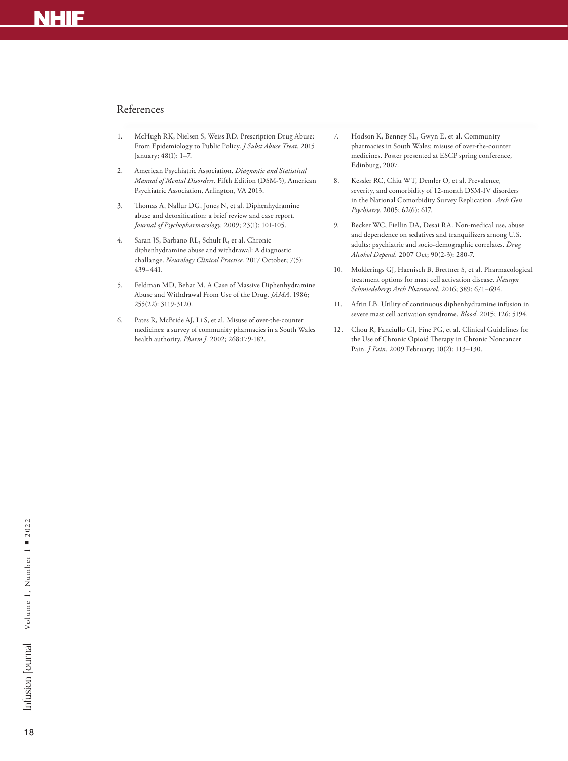## References

1. McHugh RK, Nielsen S, Weiss RD. Prescription Drug Abuse: From Epidemiology to Public Policy. *J Subst Abuse Treat.* 2015 January; 48(1): 1–7.

2. American Psychiatric Association. *Diagnostic and Statistical Manual of Mental Disorders,* Fifth Edition (DSM-5), American Psychiatric Association, Arlington, VA 2013.

3. Thomas A, Nallur DG, Jones N, et al. Diphenhydramine abuse and detoxification: a brief review and case report. *Journal of Psychopharmacology.* 2009; 23(1): 101-105.

4. Saran JS, Barbano RL, Schult R, et al. Chronic diphenhydramine abuse and withdrawal: A diagnostic challange. *Neurology Clinical Practice.* 2017 October; 7(5): 439–441.

5. Feldman MD, Behar M. A Case of Massive Diphenhydramine Abuse and Withdrawal From Use of the Drug. *JAMA*. 1986; 255(22): 3119-3120.

6. Pates R, McBride AJ, Li S, et al. Misuse of over-the-counter medicines: a survey of community pharmacies in a South Wales health authority. *Pharm J.* 2002; 268:179-182.

7. Hodson K, Benney SL, Gwyn E, et al. Community pharmacies in South Wales: misuse of over-the-counter medicines. Poster presented at ESCP spring conference, Edinburg, 2007.

8. Kessler RC, Chiu WT, Demler O, et al. Prevalence, severity, and comorbidity of 12-month DSM-IV disorders in the National Comorbidity Survey Replication. *Arch Gen Psychiatry.* 2005; 62(6): 617.

9. Becker WC, Fiellin DA, Desai RA. Non-medical use, abuse and dependence on sedatives and tranquilizers among U.S. adults: psychiatric and socio-demographic correlates. *Drug Alcohol Depend.* 2007 Oct; 90(2-3): 280-7.

10. Molderings GJ, Haenisch B, Brettner S, et al. Pharmacological treatment options for mast cell activation disease. *Naunyn Schmiedebergs Arch Pharmacol.* 2016; 389: 671–694.

11. Afrin LB. Utility of continuous diphenhydramine infusion in severe mast cell activation syndrome. *Blood*. 2015; 126: 5194.

12. Chou R, Fanciullo GJ, Fine PG, et al. Clinical Guidelines for the Use of Chronic Opioid Therapy in Chronic Noncancer Pain. *J Pain.* 2009 February; 10(2): 113–130.